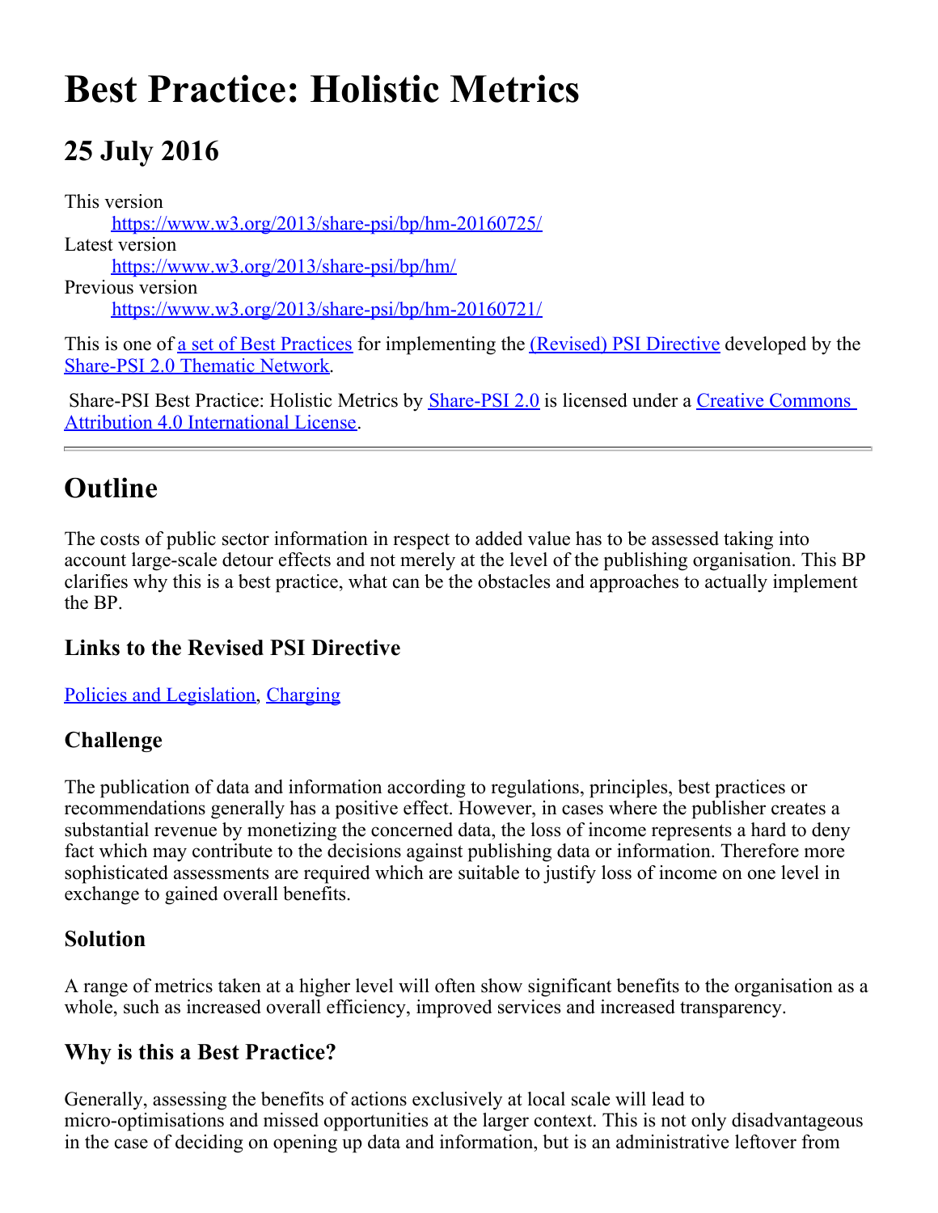# Best Practice: Holistic Metrics

## 25 July 2016

This version
: https://www.w3.org/2013/share-psi/bp/hm-20160725/

Latest version
: https://www.w3.org/2013/share-psi/bp/hm/

Previous version
: https://www.w3.org/2013/share-psi/bp/hm-20160721/

This is one of a set of Best Practices for implementing the (Revised) PSI Directive developed by the Share-PSI 2.0 Thematic Network.

Share-PSI Best Practice: Holistic Metrics by Share-PSI 2.0 is licensed under a Creative Commons Attribution 4.0 International License.

---

## Outline

The costs of public sector information in respect to added value has to be assessed taking into account large-scale detour effects and not merely at the level of the publishing organisation. This BP clarifies why this is a best practice, what can be the obstacles and approaches to actually implement the BP.

### Links to the Revised PSI Directive

Policies and Legislation, Charging

### Challenge

The publication of data and information according to regulations, principles, best practices or recommendations generally has a positive effect. However, in cases where the publisher creates a substantial revenue by monetizing the concerned data, the loss of income represents a hard to deny fact which may contribute to the decisions against publishing data or information. Therefore more sophisticated assessments are required which are suitable to justify loss of income on one level in exchange to gained overall benefits.

### Solution

A range of metrics taken at a higher level will often show significant benefits to the organisation as a whole, such as increased overall efficiency, improved services and increased transparency.

### Why is this a Best Practice?

Generally, assessing the benefits of actions exclusively at local scale will lead to micro-optimisations and missed opportunities at the larger context. This is not only disadvantageous in the case of deciding on opening up data and information, but is an administrative leftover from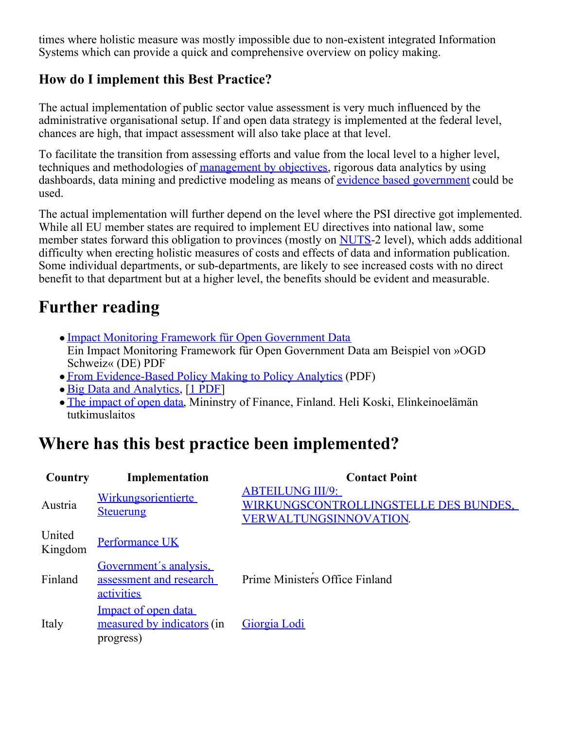times where holistic measure was mostly impossible due to non-existent integrated Information Systems which can provide a quick and comprehensive overview on policy making.

### How do I implement this Best Practice?

The actual implementation of public sector value assessment is very much influenced by the administrative organisational setup. If and open data strategy is implemented at the federal level, chances are high, that impact assessment will also take place at that level.

To facilitate the transition from assessing efforts and value from the local level to a higher level, techniques and methodologies of management by objectives, rigorous data analytics by using dashboards, data mining and predictive modeling as means of evidence based government could be used.

The actual implementation will further depend on the level where the PSI directive got implemented. While all EU member states are required to implement EU directives into national law, some member states forward this obligation to provinces (mostly on NUTS-2 level), which adds additional difficulty when erecting holistic measures of costs and effects of data and information publication. Some individual departments, or sub-departments, are likely to see increased costs with no direct benefit to that department but at a higher level, the benefits should be evident and measurable.

## Further reading

- Impact Monitoring Framework für Open Government Data
  Ein Impact Monitoring Framework für Open Government Data am Beispiel von »OGD Schweiz« (DE) PDF
- From Evidence-Based Policy Making to Policy Analytics (PDF)
- Big Data and Analytics, [1 PDF]
- The impact of open data, Mininstry of Finance, Finland. Heli Koski, Elinkeinoelämän tutkimuslaitos

## Where has this best practice been implemented?

| Country | Implementation | Contact Point |
|---|---|---|
| Austria | Wirkungsorientierte Steuerung | ABTEILUNG III/9: WIRKUNGSCONTROLLINGSTELLE DES BUNDES, VERWALTUNGSINNOVATION. |
| United Kingdom | Performance UK | |
| Finland | Government´s analysis, assessment and research activities | Prime Ministers Office Finland |
| Italy | Impact of open data measured by indicators (in progress) | Giorgia Lodi |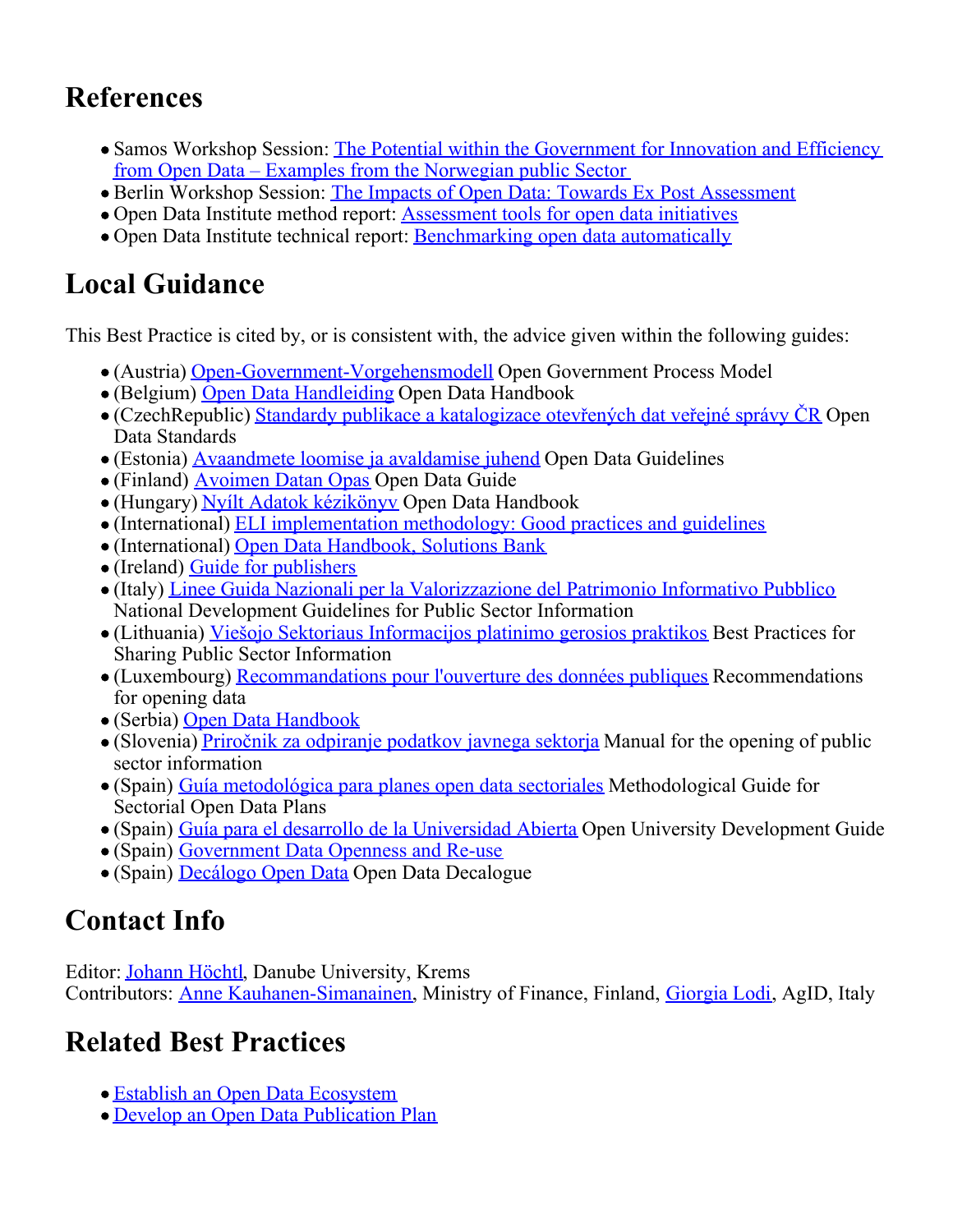## References

- Samos Workshop Session: The Potential within the Government for Innovation and Efficiency from Open Data – Examples from the Norwegian public Sector
- Berlin Workshop Session: The Impacts of Open Data: Towards Ex Post Assessment
- Open Data Institute method report: Assessment tools for open data initiatives
- Open Data Institute technical report: Benchmarking open data automatically

## Local Guidance

This Best Practice is cited by, or is consistent with, the advice given within the following guides:

- (Austria) Open-Government-Vorgehensmodell Open Government Process Model
- (Belgium) Open Data Handleiding Open Data Handbook
- (CzechRepublic) Standardy publikace a katalogizace otevřených dat veřejné správy ČR Open Data Standards
- (Estonia) Avaandmete loomise ja avaldamise juhend Open Data Guidelines
- (Finland) Avoimen Datan Opas Open Data Guide
- (Hungary) Nyílt Adatok kézikönyv Open Data Handbook
- (International) ELI implementation methodology: Good practices and guidelines
- (International) Open Data Handbook, Solutions Bank
- (Ireland) Guide for publishers
- (Italy) Linee Guida Nazionali per la Valorizzazione del Patrimonio Informativo Pubblico National Development Guidelines for Public Sector Information
- (Lithuania) Viešojo Sektoriaus Informacijos platinimo gerosios praktikos Best Practices for Sharing Public Sector Information
- (Luxembourg) Recommandations pour l'ouverture des données publiques Recommendations for opening data
- (Serbia) Open Data Handbook
- (Slovenia) Priročnik za odpiranje podatkov javnega sektorja Manual for the opening of public sector information
- (Spain) Guía metodológica para planes open data sectoriales Methodological Guide for Sectorial Open Data Plans
- (Spain) Guía para el desarrollo de la Universidad Abierta Open University Development Guide
- (Spain) Government Data Openness and Re-use
- (Spain) Decálogo Open Data Open Data Decalogue

## Contact Info

Editor: Johann Höchtl, Danube University, Krems
Contributors: Anne Kauhanen-Simanainen, Ministry of Finance, Finland, Giorgia Lodi, AgID, Italy

## Related Best Practices

- Establish an Open Data Ecosystem
- Develop an Open Data Publication Plan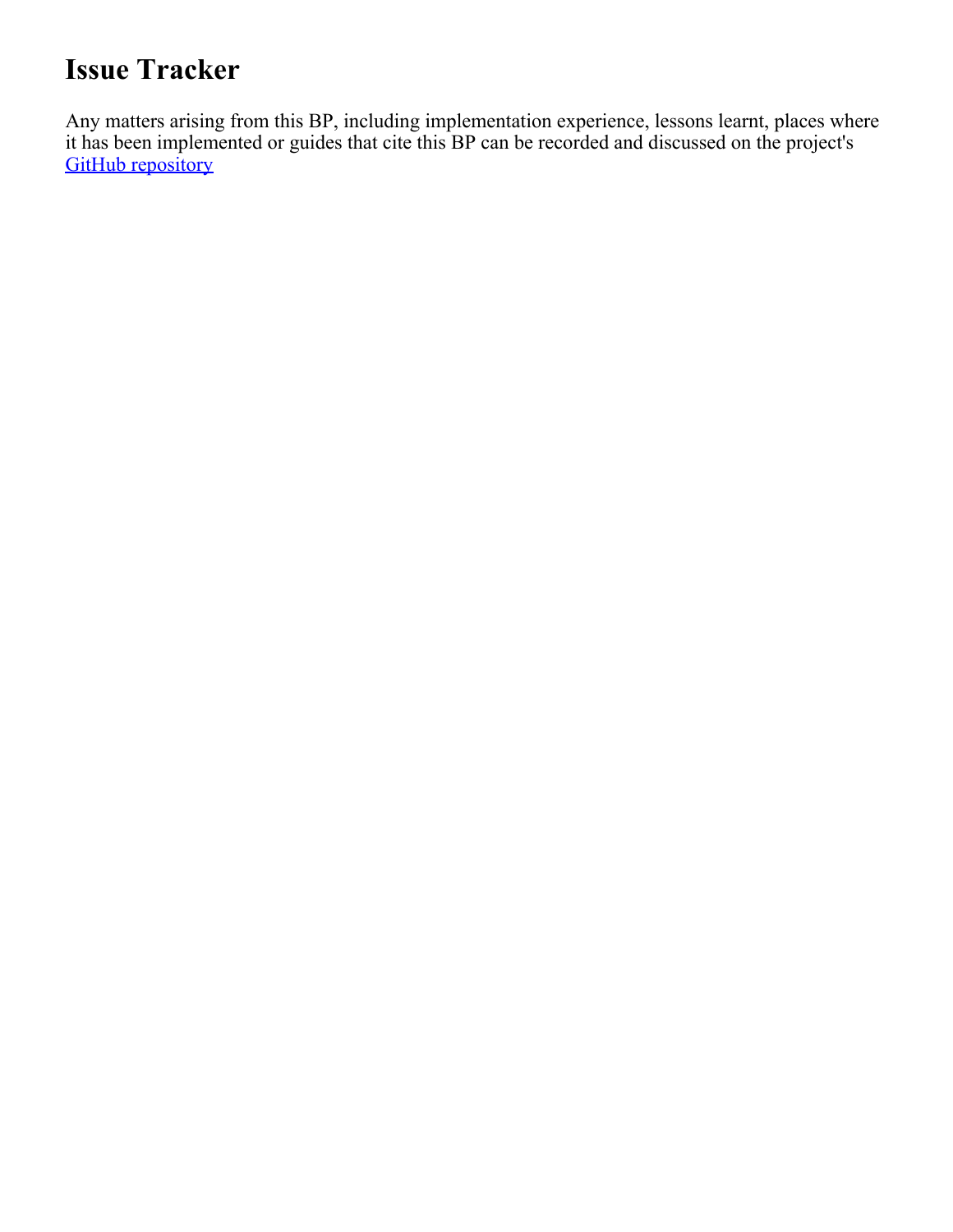# Issue Tracker

Any matters arising from this BP, including implementation experience, lessons learnt, places where it has been implemented or guides that cite this BP can be recorded and discussed on the project's GitHub repository